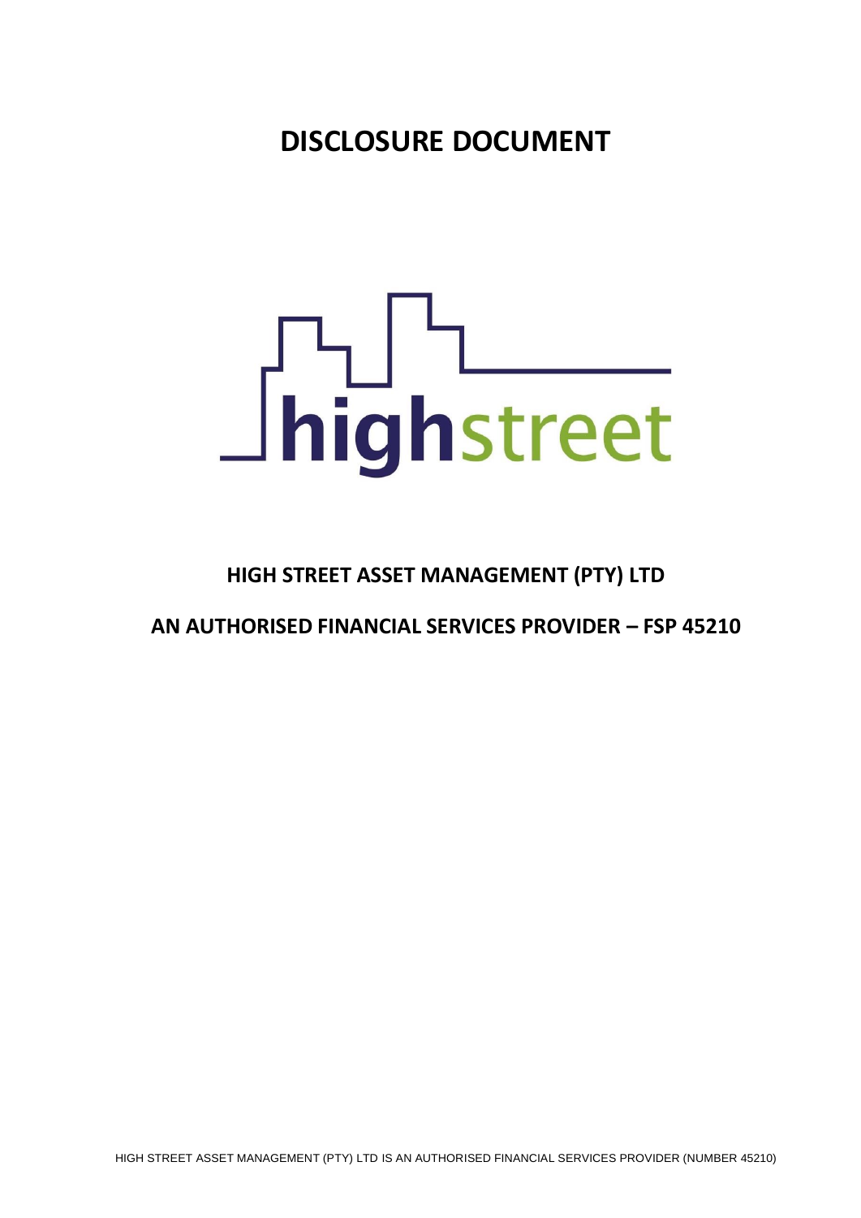# DISCLOSURE DOCUMENT

highstreet

## HIGH STREET ASSET MANAGEMENT (PTY) LTD

## AN AUTHORISED FINANCIAL SERVICES PROVIDER – FSP 45210

HIGH STREET ASSET MANAGEMENT (PTY) LTD IS AN AUTHORISED FINANCIAL SERVICES PROVIDER (NUMBER 45210)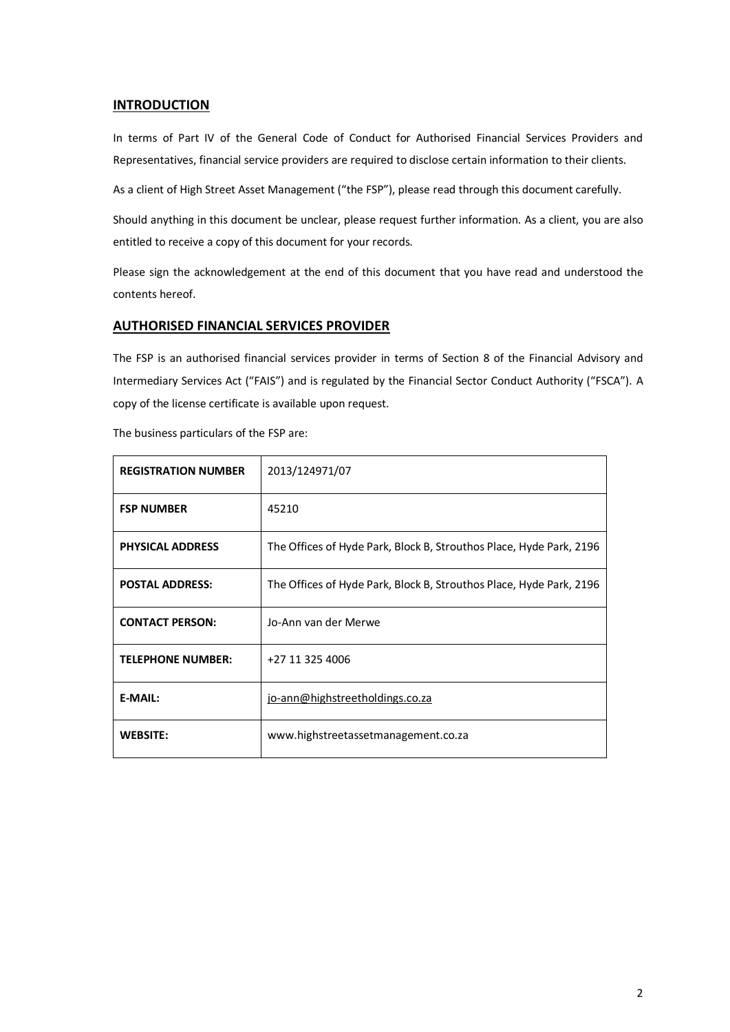## INTRODUCTION

In terms of Part IV of the General Code of Conduct for Authorised Financial Services Providers and Representatives, financial service providers are required to disclose certain information to their clients.

As a client of High Street Asset Management ("the FSP"), please read through this document carefully.

Should anything in this document be unclear, please request further information. As a client, you are also entitled to receive a copy of this document for your records.

Please sign the acknowledgement at the end of this document that you have read and understood the contents hereof.

## AUTHORISED FINANCIAL SERVICES PROVIDER

The FSP is an authorised financial services provider in terms of Section 8 of the Financial Advisory and Intermediary Services Act ("FAIS") and is regulated by the Financial Sector Conduct Authority ("FSCA"). A copy of the license certificate is available upon request.

The business particulars of the FSP are:

| | |
|---|---|
| **REGISTRATION NUMBER** | 2013/124971/07 |
| **FSP NUMBER** | 45210 |
| **PHYSICAL ADDRESS** | The Offices of Hyde Park, Block B, Strouthos Place, Hyde Park, 2196 |
| **POSTAL ADDRESS:** | The Offices of Hyde Park, Block B, Strouthos Place, Hyde Park, 2196 |
| **CONTACT PERSON:** | Jo-Ann van der Merwe |
| **TELEPHONE NUMBER:** | +27 11 325 4006 |
| **E-MAIL:** | jo-ann@highstreetholdings.co.za |
| **WEBSITE:** | www.highstreetassetmanagement.co.za |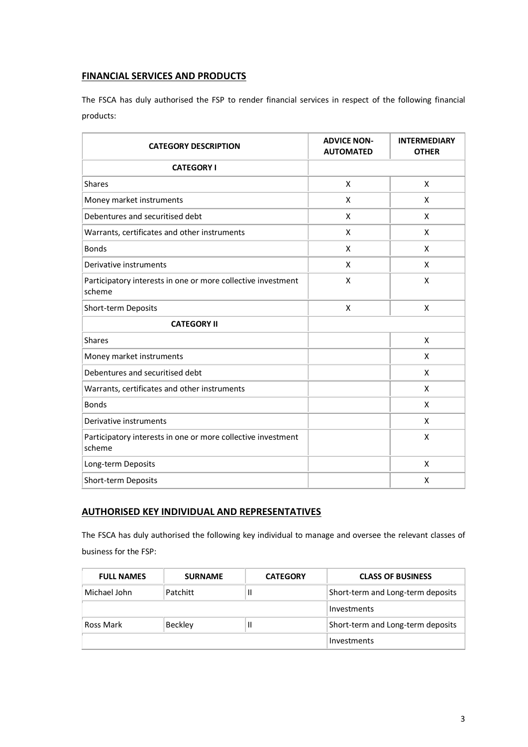## FINANCIAL SERVICES AND PRODUCTS

The FSCA has duly authorised the FSP to render financial services in respect of the following financial products:

| CATEGORY DESCRIPTION | ADVICE NON-AUTOMATED | INTERMEDIARY OTHER |
|---|---|---|
| **CATEGORY I** | | |
| Shares | X | X |
| Money market instruments | X | X |
| Debentures and securitised debt | X | X |
| Warrants, certificates and other instruments | X | X |
| Bonds | X | X |
| Derivative instruments | X | X |
| Participatory interests in one or more collective investment scheme | X | X |
| Short-term Deposits | X | X |
| **CATEGORY II** | | |
| Shares | | X |
| Money market instruments | | X |
| Debentures and securitised debt | | X |
| Warrants, certificates and other instruments | | X |
| Bonds | | X |
| Derivative instruments | | X |
| Participatory interests in one or more collective investment scheme | | X |
| Long-term Deposits | | X |
| Short-term Deposits | | X |

## AUTHORISED KEY INDIVIDUAL AND REPRESENTATIVES

The FSCA has duly authorised the following key individual to manage and oversee the relevant classes of business for the FSP:

| FULL NAMES | SURNAME | CATEGORY | CLASS OF BUSINESS |
|---|---|---|---|
| Michael John | Patchitt | II | Short-term and Long-term deposits |
| | | | Investments |
| Ross Mark | Beckley | II | Short-term and Long-term deposits |
| | | | Investments |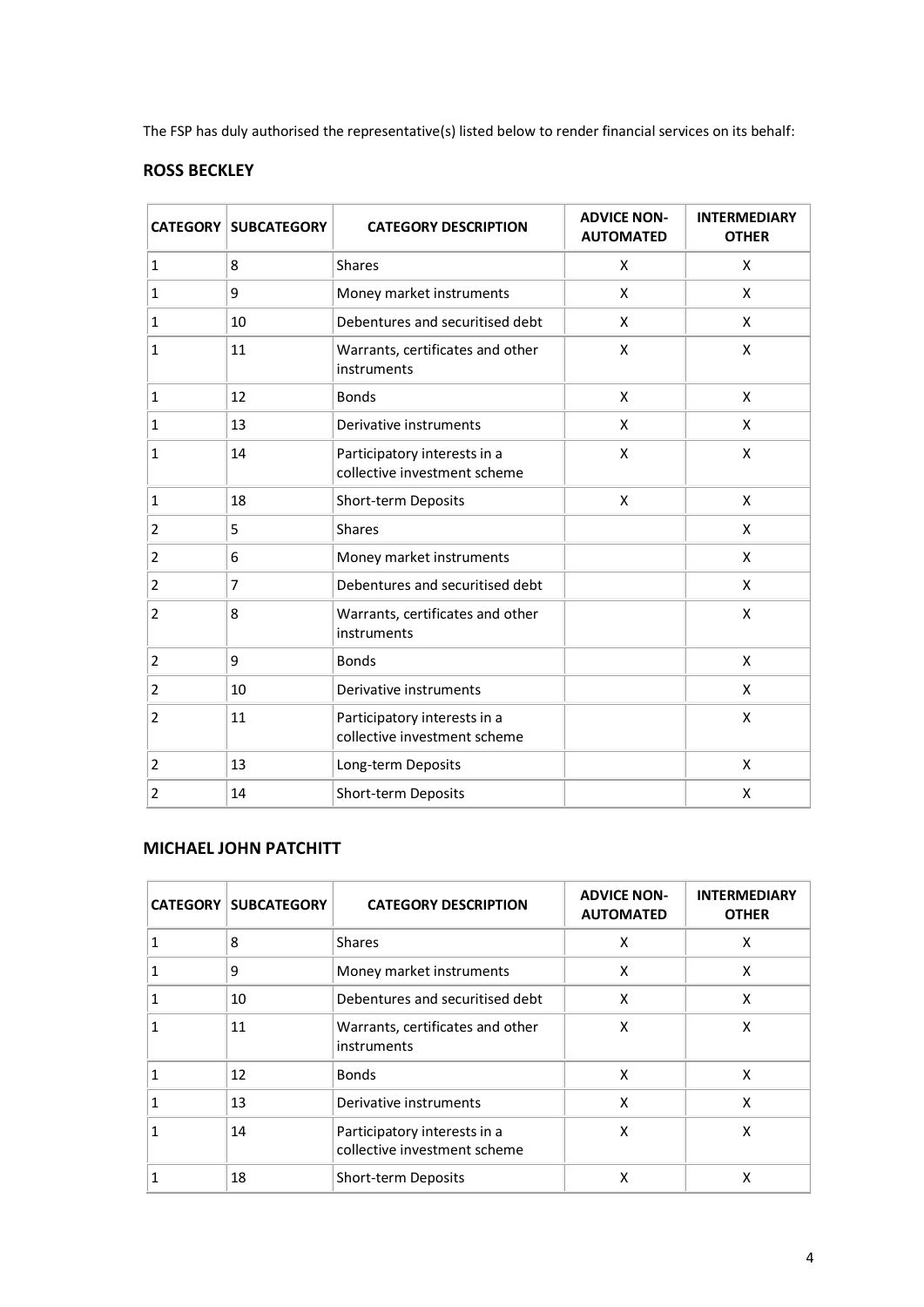The FSP has duly authorised the representative(s) listed below to render financial services on its behalf:

## ROSS BECKLEY

| CATEGORY | SUBCATEGORY | CATEGORY DESCRIPTION | ADVICE NON-AUTOMATED | INTERMEDIARY OTHER |
|---|---|---|---|---|
| 1 | 8 | Shares | X | X |
| 1 | 9 | Money market instruments | X | X |
| 1 | 10 | Debentures and securitised debt | X | X |
| 1 | 11 | Warrants, certificates and other instruments | X | X |
| 1 | 12 | Bonds | X | X |
| 1 | 13 | Derivative instruments | X | X |
| 1 | 14 | Participatory interests in a collective investment scheme | X | X |
| 1 | 18 | Short-term Deposits | X | X |
| 2 | 5 | Shares | | X |
| 2 | 6 | Money market instruments | | X |
| 2 | 7 | Debentures and securitised debt | | X |
| 2 | 8 | Warrants, certificates and other instruments | | X |
| 2 | 9 | Bonds | | X |
| 2 | 10 | Derivative instruments | | X |
| 2 | 11 | Participatory interests in a collective investment scheme | | X |
| 2 | 13 | Long-term Deposits | | X |
| 2 | 14 | Short-term Deposits | | X |

## MICHAEL JOHN PATCHITT

| CATEGORY | SUBCATEGORY | CATEGORY DESCRIPTION | ADVICE NON-AUTOMATED | INTERMEDIARY OTHER |
|---|---|---|---|---|
| 1 | 8 | Shares | X | X |
| 1 | 9 | Money market instruments | X | X |
| 1 | 10 | Debentures and securitised debt | X | X |
| 1 | 11 | Warrants, certificates and other instruments | X | X |
| 1 | 12 | Bonds | X | X |
| 1 | 13 | Derivative instruments | X | X |
| 1 | 14 | Participatory interests in a collective investment scheme | X | X |
| 1 | 18 | Short-term Deposits | X | X |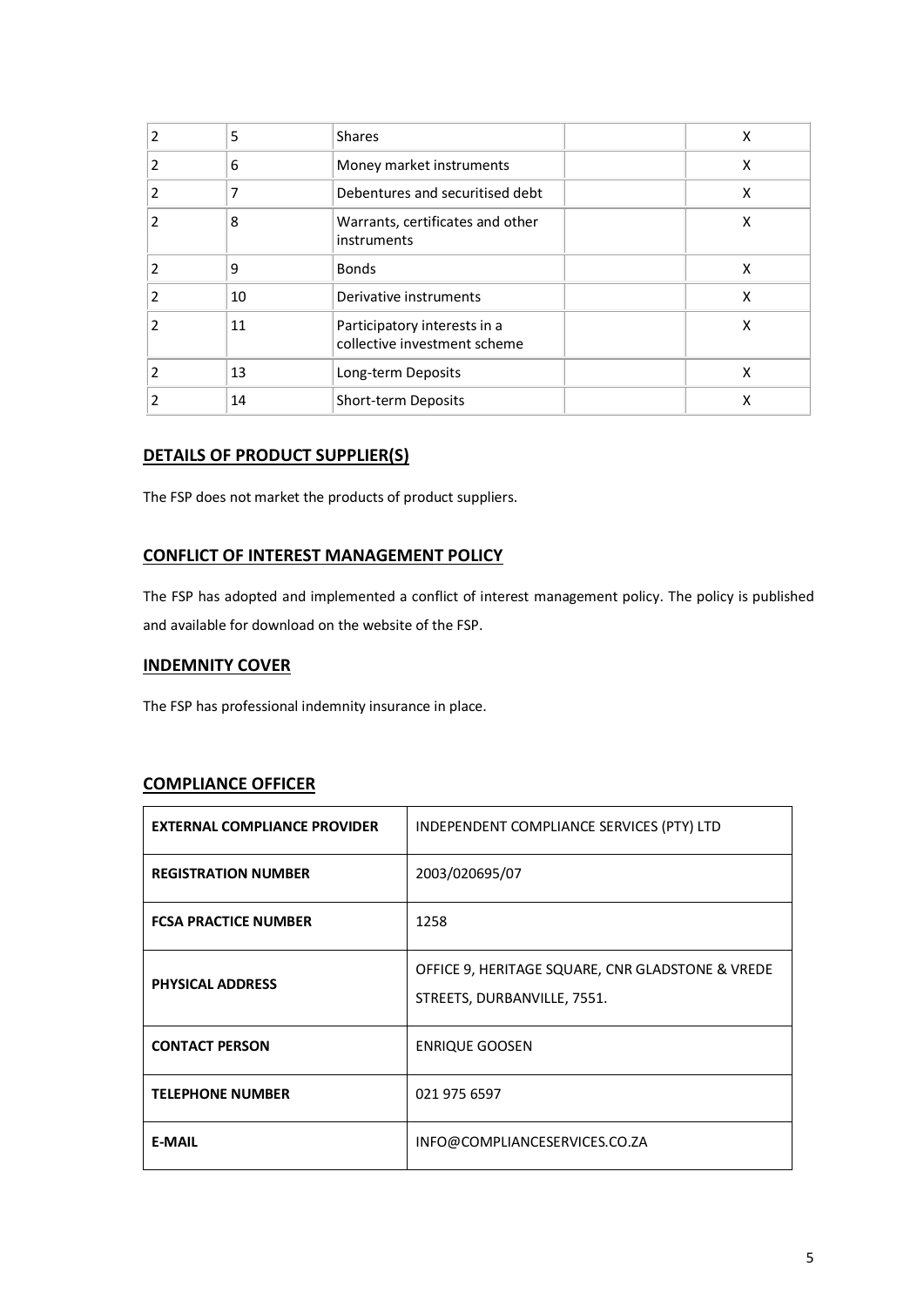| | | | | |
|---|---|---|---|---|
| 2 | 5 | Shares | | X |
| 2 | 6 | Money market instruments | | X |
| 2 | 7 | Debentures and securitised debt | | X |
| 2 | 8 | Warrants, certificates and other instruments | | X |
| 2 | 9 | Bonds | | X |
| 2 | 10 | Derivative instruments | | X |
| 2 | 11 | Participatory interests in a collective investment scheme | | X |
| 2 | 13 | Long-term Deposits | | X |
| 2 | 14 | Short-term Deposits | | X |

## DETAILS OF PRODUCT SUPPLIER(S)

The FSP does not market the products of product suppliers.

## CONFLICT OF INTEREST MANAGEMENT POLICY

The FSP has adopted and implemented a conflict of interest management policy. The policy is published and available for download on the website of the FSP.

## INDEMNITY COVER

The FSP has professional indemnity insurance in place.

## COMPLIANCE OFFICER

| | |
|---|---|
| **EXTERNAL COMPLIANCE PROVIDER** | INDEPENDENT COMPLIANCE SERVICES (PTY) LTD |
| **REGISTRATION NUMBER** | 2003/020695/07 |
| **FCSA PRACTICE NUMBER** | 1258 |
| **PHYSICAL ADDRESS** | OFFICE 9, HERITAGE SQUARE, CNR GLADSTONE & VREDE STREETS, DURBANVILLE, 7551. |
| **CONTACT PERSON** | ENRIQUE GOOSEN |
| **TELEPHONE NUMBER** | 021 975 6597 |
| **E-MAIL** | INFO@COMPLIANCESERVICES.CO.ZA |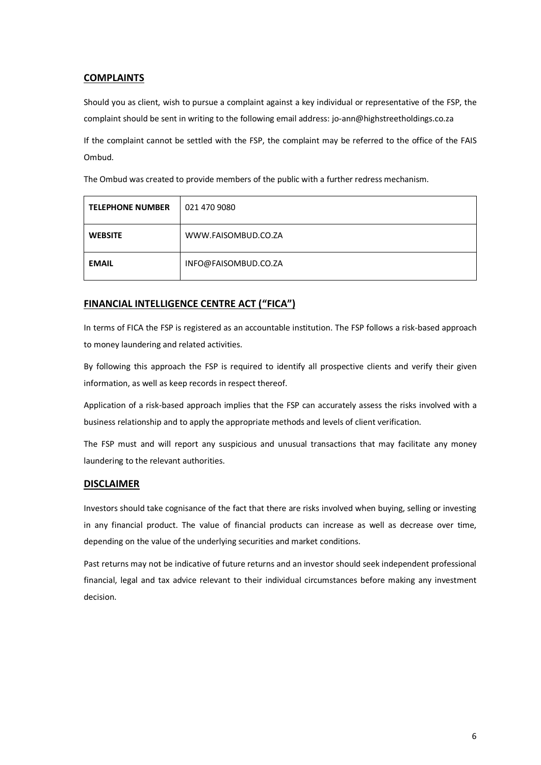## COMPLAINTS

Should you as client, wish to pursue a complaint against a key individual or representative of the FSP, the complaint should be sent in writing to the following email address: jo-ann@highstreetholdings.co.za

If the complaint cannot be settled with the FSP, the complaint may be referred to the office of the FAIS Ombud.

The Ombud was created to provide members of the public with a further redress mechanism.

| **TELEPHONE NUMBER** | 021 470 9080 |
|---|---|
| **WEBSITE** | WWW.FAISOMBUD.CO.ZA |
| **EMAIL** | INFO@FAISOMBUD.CO.ZA |

## FINANCIAL INTELLIGENCE CENTRE ACT ("FICA")

In terms of FICA the FSP is registered as an accountable institution. The FSP follows a risk-based approach to money laundering and related activities.

By following this approach the FSP is required to identify all prospective clients and verify their given information, as well as keep records in respect thereof.

Application of a risk-based approach implies that the FSP can accurately assess the risks involved with a business relationship and to apply the appropriate methods and levels of client verification.

The FSP must and will report any suspicious and unusual transactions that may facilitate any money laundering to the relevant authorities.

## DISCLAIMER

Investors should take cognisance of the fact that there are risks involved when buying, selling or investing in any financial product. The value of financial products can increase as well as decrease over time, depending on the value of the underlying securities and market conditions.

Past returns may not be indicative of future returns and an investor should seek independent professional financial, legal and tax advice relevant to their individual circumstances before making any investment decision.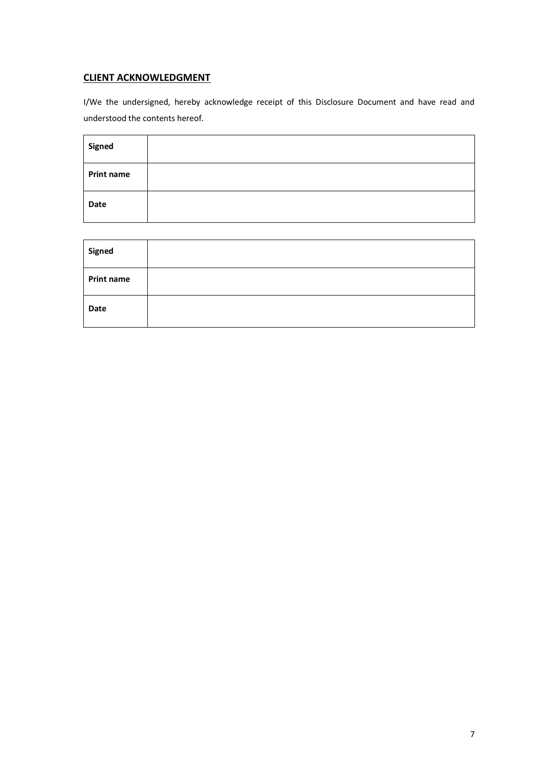## CLIENT ACKNOWLEDGMENT

I/We the undersigned, hereby acknowledge receipt of this Disclosure Document and have read and understood the contents hereof.

| | |
|---|---|
| **Signed** | |
| **Print name** | |
| **Date** | |

| | |
|---|---|
| **Signed** | |
| **Print name** | |
| **Date** | |